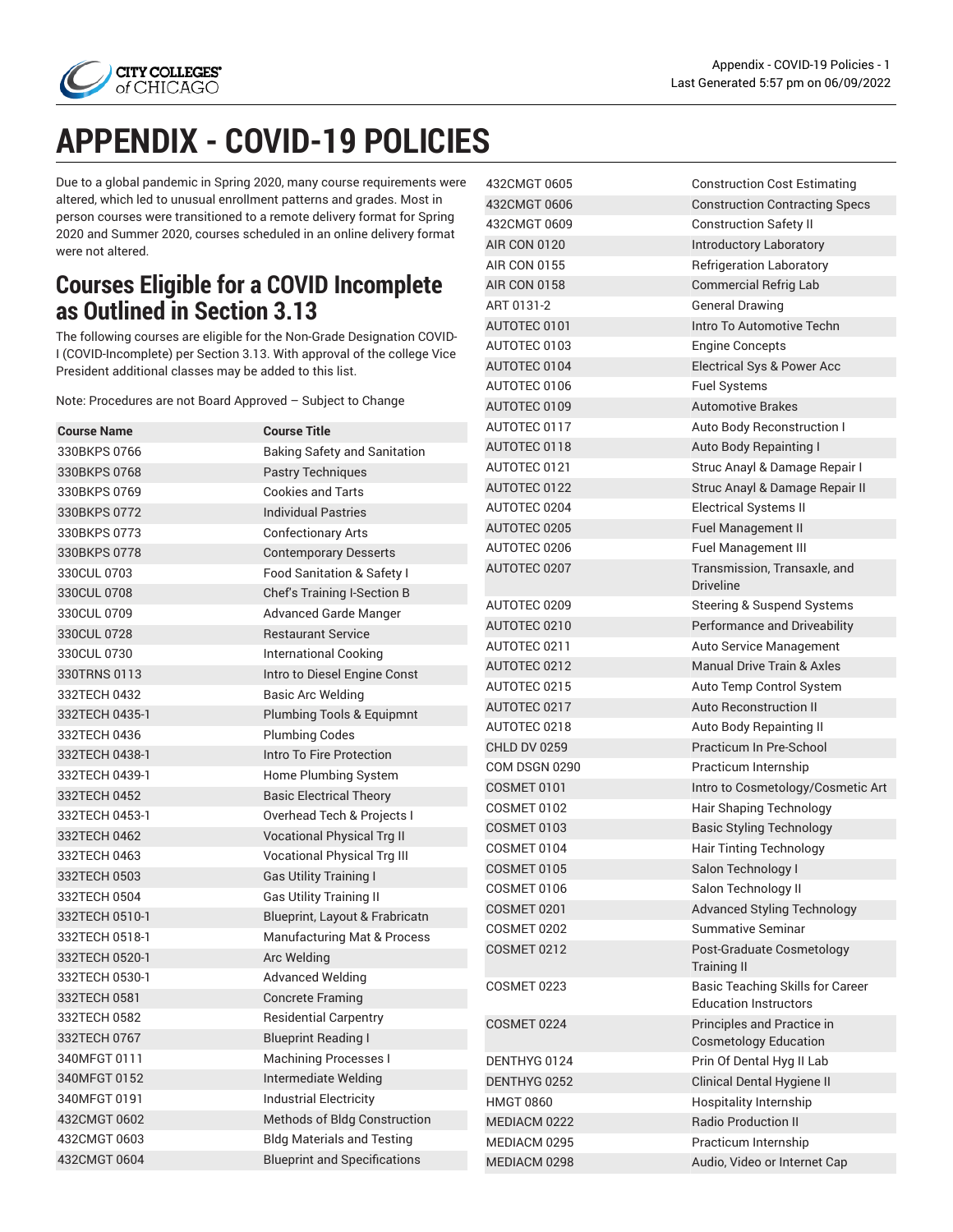# APPENDIX - COVID-19 POLICIES

Due to a global pandemic in Spring 2020, many course requirements were altered, which led to unusual enrollment patterns and grades. Most in person courses were transitioned to a remote delivery format for Spring 2020 and Summer 2020, courses scheduled in an online delivery format were not altered.

## Courses Eligible for a COVID Incomplete as Outlined in Section 3.13

The following courses are eligible for the Non-Grade Designation COVID-I (COVID-Incomplete) per Section 3.13. With approval of the college Vice President additional classes may be added to this list.

Note: Procedures are not Board Approved – Subject to Change

| Course Name | Course Title |
|---|---|
| 330BKPS 0766 | Baking Safety and Sanitation |
| 330BKPS 0768 | Pastry Techniques |
| 330BKPS 0769 | Cookies and Tarts |
| 330BKPS 0772 | Individual Pastries |
| 330BKPS 0773 | Confectionary Arts |
| 330BKPS 0778 | Contemporary Desserts |
| 330CUL 0703 | Food Sanitation & Safety I |
| 330CUL 0708 | Chef's Training I-Section B |
| 330CUL 0709 | Advanced Garde Manger |
| 330CUL 0728 | Restaurant Service |
| 330CUL 0730 | International Cooking |
| 330TRNS 0113 | Intro to Diesel Engine Const |
| 332TECH 0432 | Basic Arc Welding |
| 332TECH 0435-1 | Plumbing Tools & Equipmnt |
| 332TECH 0436 | Plumbing Codes |
| 332TECH 0438-1 | Intro To Fire Protection |
| 332TECH 0439-1 | Home Plumbing System |
| 332TECH 0452 | Basic Electrical Theory |
| 332TECH 0453-1 | Overhead Tech & Projects I |
| 332TECH 0462 | Vocational Physical Trg II |
| 332TECH 0463 | Vocational Physical Trg III |
| 332TECH 0503 | Gas Utility Training I |
| 332TECH 0504 | Gas Utility Training II |
| 332TECH 0510-1 | Blueprint, Layout & Frabricatn |
| 332TECH 0518-1 | Manufacturing Mat & Process |
| 332TECH 0520-1 | Arc Welding |
| 332TECH 0530-1 | Advanced Welding |
| 332TECH 0581 | Concrete Framing |
| 332TECH 0582 | Residential Carpentry |
| 332TECH 0767 | Blueprint Reading I |
| 340MFGT 0111 | Machining Processes I |
| 340MFGT 0152 | Intermediate Welding |
| 340MFGT 0191 | Industrial Electricity |
| 432CMGT 0602 | Methods of Bldg Construction |
| 432CMGT 0603 | Bldg Materials and Testing |
| 432CMGT 0604 | Blueprint and Specifications |
| 432CMGT 0605 | Construction Cost Estimating |
| 432CMGT 0606 | Construction Contracting Specs |
| 432CMGT 0609 | Construction Safety II |
| AIR CON 0120 | Introductory Laboratory |
| AIR CON 0155 | Refrigeration Laboratory |
| AIR CON 0158 | Commercial Refrig Lab |
| ART 0131-2 | General Drawing |
| AUTOTEC 0101 | Intro To Automotive Techn |
| AUTOTEC 0103 | Engine Concepts |
| AUTOTEC 0104 | Electrical Sys & Power Acc |
| AUTOTEC 0106 | Fuel Systems |
| AUTOTEC 0109 | Automotive Brakes |
| AUTOTEC 0117 | Auto Body Reconstruction I |
| AUTOTEC 0118 | Auto Body Repairing I |
| AUTOTEC 0121 | Struc Anayl & Damage Repair I |
| AUTOTEC 0122 | Struc Anayl & Damage Repair II |
| AUTOTEC 0204 | Electrical Systems II |
| AUTOTEC 0205 | Fuel Management II |
| AUTOTEC 0206 | Fuel Management III |
| AUTOTEC 0207 | Transmission, Transaxle, and Driveline |
| AUTOTEC 0209 | Steering & Suspend Systems |
| AUTOTEC 0210 | Performance and Driveability |
| AUTOTEC 0211 | Auto Service Management |
| AUTOTEC 0212 | Manual Drive Train & Axles |
| AUTOTEC 0215 | Auto Temp Control System |
| AUTOTEC 0217 | Auto Reconstruction II |
| AUTOTEC 0218 | Auto Body Repairing II |
| CHLD DV 0259 | Practicum In Pre-School |
| COM DSGN 0290 | Practicum Internship |
| COSMET 0101 | Intro to Cosmetology/Cosmetic Art |
| COSMET 0102 | Hair Shaping Technology |
| COSMET 0103 | Basic Styling Technology |
| COSMET 0104 | Hair Tinting Technology |
| COSMET 0105 | Salon Technology I |
| COSMET 0106 | Salon Technology II |
| COSMET 0201 | Advanced Styling Technology |
| COSMET 0202 | Summative Seminar |
| COSMET 0212 | Post-Graduate Cosmetology Training II |
| COSMET 0223 | Basic Teaching Skills for Career Education Instructors |
| COSMET 0224 | Principles and Practice in Cosmetology Education |
| DENTHYG 0124 | Prin Of Dental Hyg II Lab |
| DENTHYG 0252 | Clinical Dental Hygiene II |
| HMGT 0860 | Hospitality Internship |
| MEDIACM 0222 | Radio Production II |
| MEDIACM 0295 | Practicum Internship |
| MEDIACM 0298 | Audio, Video or Internet Cap |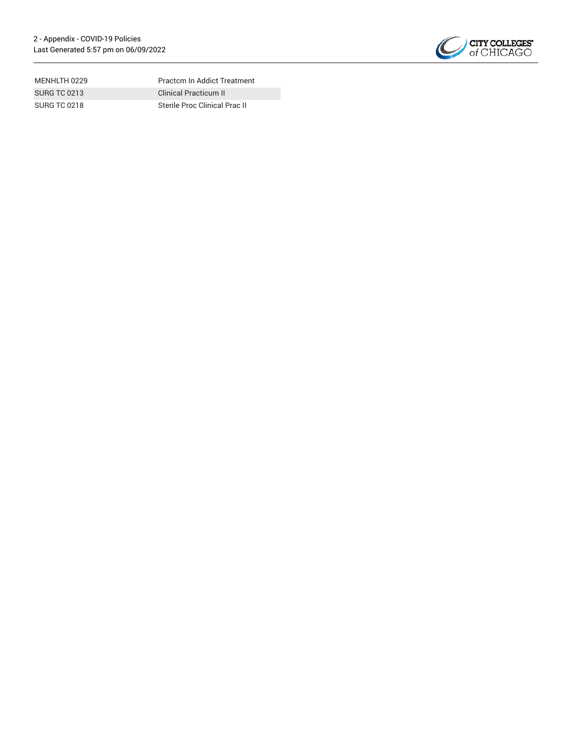| | |
|---|---|
| MENHLTH 0229 | Practcm In Addict Treatment |
| SURG TC 0213 | Clinical Practicum II |
| SURG TC 0218 | Sterile Proc Clinical Prac II |